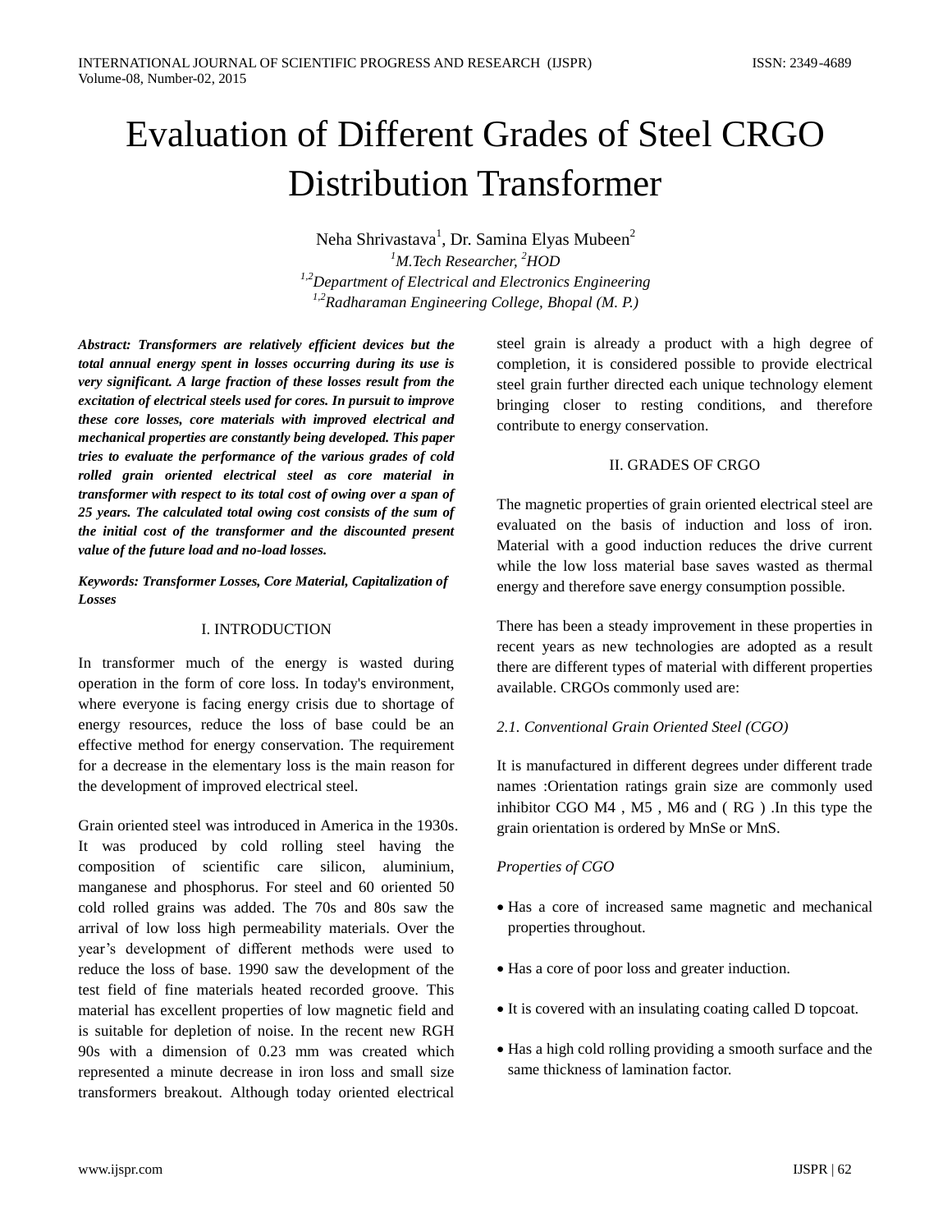# Evaluation of Different Grades of Steel CRGO Distribution Transformer

Neha Shrivastava[1], Dr. Samina Elyas Mubeen[2]

[1]*M.Tech Researcher,* [2]*HOD*

[1,2]*Department of Electrical and Electronics Engineering*

[1,2]*Radharaman Engineering College, Bhopal (M. P.)*

***Abstract: Transformers are relatively efficient devices but the total annual energy spent in losses occurring during its use is very significant. A large fraction of these losses result from the excitation of electrical steels used for cores. In pursuit to improve these core losses, core materials with improved electrical and mechanical properties are constantly being developed. This paper tries to evaluate the performance of the various grades of cold rolled grain oriented electrical steel as core material in transformer with respect to its total cost of owing over a span of 25 years. The calculated total owing cost consists of the sum of the initial cost of the transformer and the discounted present value of the future load and no-load losses.***

***Keywords: Transformer Losses, Core Material, Capitalization of Losses***

## I. INTRODUCTION

In transformer much of the energy is wasted during operation in the form of core loss. In today's environment, where everyone is facing energy crisis due to shortage of energy resources, reduce the loss of base could be an effective method for energy conservation. The requirement for a decrease in the elementary loss is the main reason for the development of improved electrical steel.

Grain oriented steel was introduced in America in the 1930s. It was produced by cold rolling steel having the composition of scientific care silicon, aluminium, manganese and phosphorus. For steel and 60 oriented 50 cold rolled grains was added. The 70s and 80s saw the arrival of low loss high permeability materials. Over the year's development of different methods were used to reduce the loss of base. 1990 saw the development of the test field of fine materials heated recorded groove. This material has excellent properties of low magnetic field and is suitable for depletion of noise. In the recent new RGH 90s with a dimension of 0.23 mm was created which represented a minute decrease in iron loss and small size transformers breakout. Although today oriented electrical steel grain is already a product with a high degree of completion, it is considered possible to provide electrical steel grain further directed each unique technology element bringing closer to resting conditions, and therefore contribute to energy conservation.

## II. GRADES OF CRGO

The magnetic properties of grain oriented electrical steel are evaluated on the basis of induction and loss of iron. Material with a good induction reduces the drive current while the low loss material base saves wasted as thermal energy and therefore save energy consumption possible.

There has been a steady improvement in these properties in recent years as new technologies are adopted as a result there are different types of material with different properties available. CRGOs commonly used are:

### *2.1. Conventional Grain Oriented Steel (CGO)*

It is manufactured in different degrees under different trade names :Orientation ratings grain size are commonly used inhibitor CGO M4 , M5 , M6 and ( RG ) .In this type the grain orientation is ordered by MnSe or MnS.

*Properties of CGO*

- Has a core of increased same magnetic and mechanical properties throughout.
- Has a core of poor loss and greater induction.
- It is covered with an insulating coating called D topcoat.
- Has a high cold rolling providing a smooth surface and the same thickness of lamination factor.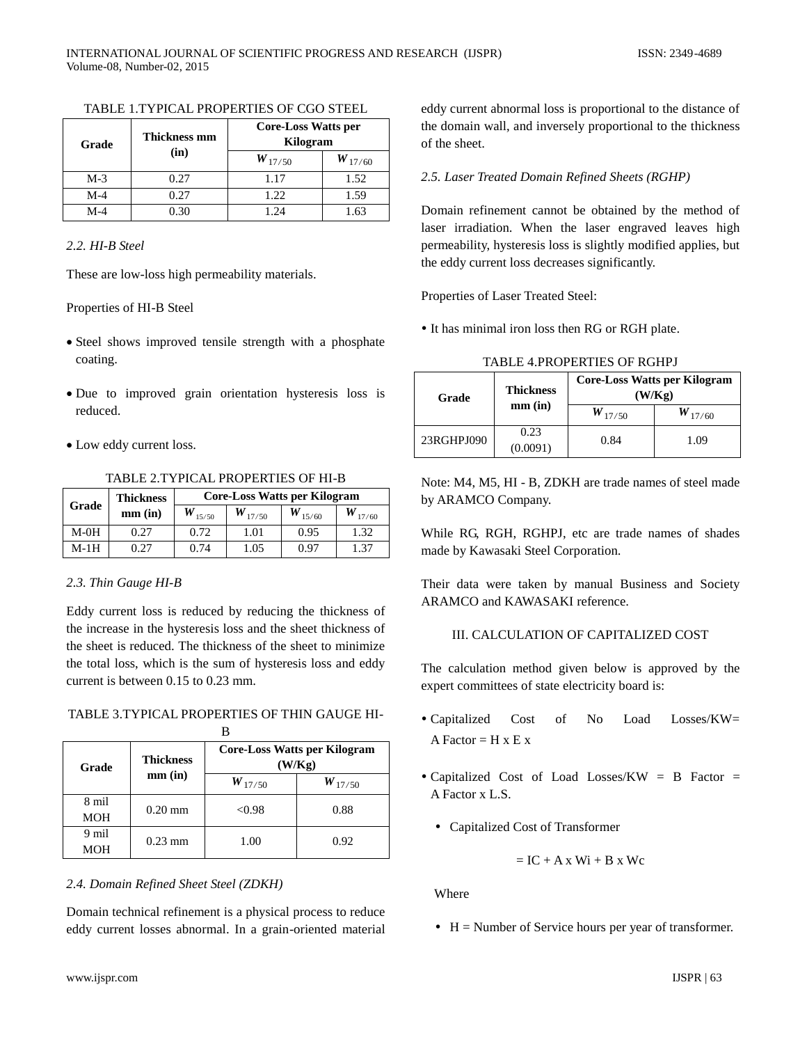TABLE 1.TYPICAL PROPERTIES OF CGO STEEL

| Grade | Thickness mm (in) | Core-Loss Watts per Kilogram | |
|---|---|---|---|
| | | $W_{17/50}$ | $W_{17/60}$ |
| M-3 | 0.27 | 1.17 | 1.52 |
| M-4 | 0.27 | 1.22 | 1.59 |
| M-4 | 0.30 | 1.24 | 1.63 |

### *2.2. HI-B Steel*

These are low-loss high permeability materials.

Properties of HI-B Steel

- Steel shows improved tensile strength with a phosphate coating.
- Due to improved grain orientation hysteresis loss is reduced.
- Low eddy current loss.

TABLE 2.TYPICAL PROPERTIES OF HI-B

| Grade | Thickness mm (in) | Core-Loss Watts per Kilogram | | | |
|---|---|---|---|---|---|
| | | $W_{15/50}$ | $W_{17/50}$ | $W_{15/60}$ | $W_{17/60}$ |
| M-0H | 0.27 | 0.72 | 1.01 | 0.95 | 1.32 |
| M-1H | 0.27 | 0.74 | 1.05 | 0.97 | 1.37 |

### *2.3. Thin Gauge HI-B*

Eddy current loss is reduced by reducing the thickness of the increase in the hysteresis loss and the sheet thickness of the sheet is reduced. The thickness of the sheet to minimize the total loss, which is the sum of hysteresis loss and eddy current is between 0.15 to 0.23 mm.

TABLE 3.TYPICAL PROPERTIES OF THIN GAUGE HI-B

| Grade | Thickness mm (in) | Core-Loss Watts per Kilogram (W/Kg) | |
|---|---|---|---|
| | | $W_{17/50}$ | $W_{17/50}$ |
| 8 mil MOH | 0.20 mm | <0.98 | 0.88 |
| 9 mil MOH | 0.23 mm | 1.00 | 0.92 |

### *2.4. Domain Refined Sheet Steel (ZDKH)*

Domain technical refinement is a physical process to reduce eddy current losses abnormal. In a grain-oriented material eddy current abnormal loss is proportional to the distance of the domain wall, and inversely proportional to the thickness of the sheet.

### *2.5. Laser Treated Domain Refined Sheets (RGHP)*

Domain refinement cannot be obtained by the method of laser irradiation. When the laser engraved leaves high permeability, hysteresis loss is slightly modified applies, but the eddy current loss decreases significantly.

Properties of Laser Treated Steel:

- It has minimal iron loss then RG or RGH plate.

TABLE 4.PROPERTIES OF RGHPJ

| Grade | Thickness mm (in) | Core-Loss Watts per Kilogram (W/Kg) | |
|---|---|---|---|
| | | $W_{17/50}$ | $W_{17/60}$ |
| 23RGHPJ090 | 0.23 (0.0091) | 0.84 | 1.09 |

Note: M4, M5, HI - B, ZDKH are trade names of steel made by ARAMCO Company.

While RG, RGH, RGHPJ, etc are trade names of shades made by Kawasaki Steel Corporation.

Their data were taken by manual Business and Society ARAMCO and KAWASAKI reference.

## III. CALCULATION OF CAPITALIZED COST

The calculation method given below is approved by the expert committees of state electricity board is:

- Capitalized Cost of No Load Losses/KW= A Factor = H x E x
- Capitalized Cost of Load Losses/KW = B Factor = A Factor x L.S.
  - Capitalized Cost of Transformer

$$= IC + A \times Wi + B \times Wc$$

Where

- H = Number of Service hours per year of transformer.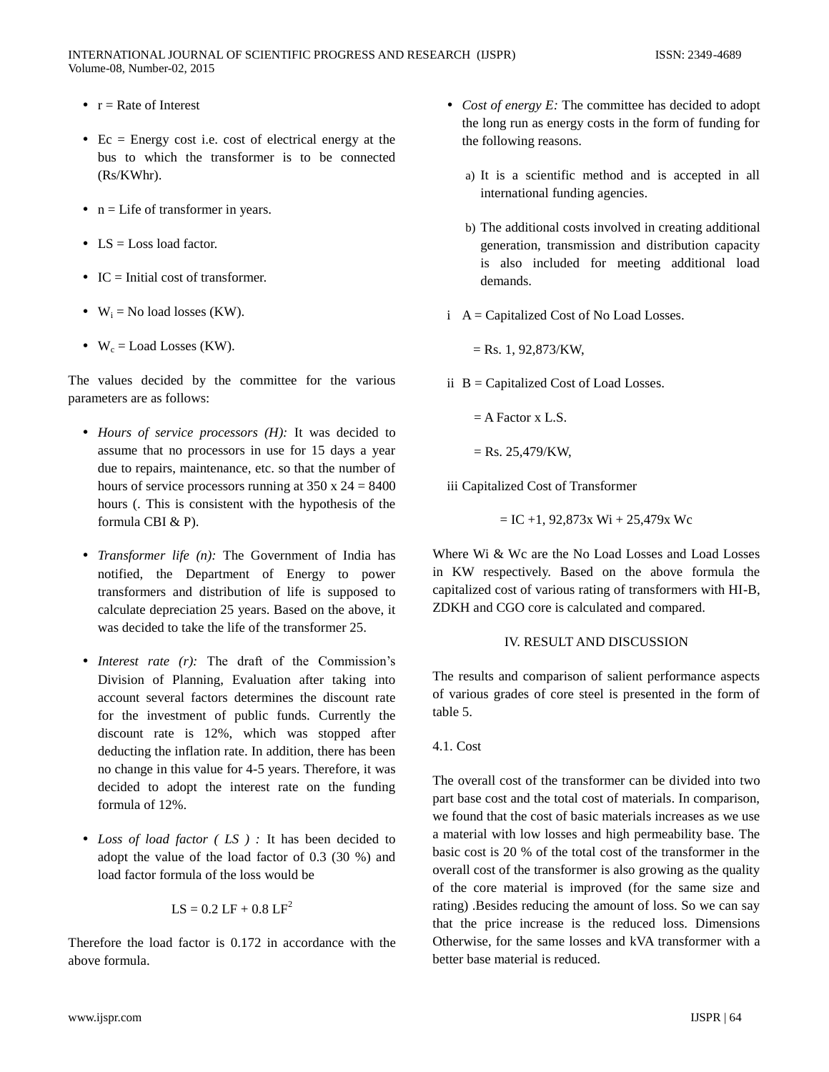- r = Rate of Interest

- Ec = Energy cost i.e. cost of electrical energy at the bus to which the transformer is to be connected (Rs/KWhr).

- n = Life of transformer in years.

- LS = Loss load factor.

- IC = Initial cost of transformer.

- $W_i$ = No load losses (KW).

- $W_c$ = Load Losses (KW).

The values decided by the committee for the various parameters are as follows:

- *Hours of service processors (H):* It was decided to assume that no processors in use for 15 days a year due to repairs, maintenance, etc. so that the number of hours of service processors running at 350 x 24 = 8400 hours (. This is consistent with the hypothesis of the formula CBI & P).

- *Transformer life (n):* The Government of India has notified, the Department of Energy to power transformers and distribution of life is supposed to calculate depreciation 25 years. Based on the above, it was decided to take the life of the transformer 25.

- *Interest rate (r):* The draft of the Commission's Division of Planning, Evaluation after taking into account several factors determines the discount rate for the investment of public funds. Currently the discount rate is 12%, which was stopped after deducting the inflation rate. In addition, there has been no change in this value for 4-5 years. Therefore, it was decided to adopt the interest rate on the funding formula of 12%.

- *Loss of load factor ( LS ) :* It has been decided to adopt the value of the load factor of 0.3 (30 %) and load factor formula of the loss would be

$$LS = 0.2\ LF + 0.8\ LF^2$$

Therefore the load factor is 0.172 in accordance with the above formula.

- *Cost of energy E:* The committee has decided to adopt the long run as energy costs in the form of funding for the following reasons.

  a) It is a scientific method and is accepted in all international funding agencies.

  b) The additional costs involved in creating additional generation, transmission and distribution capacity is also included for meeting additional load demands.

i A = Capitalized Cost of No Load Losses.

= Rs. 1, 92,873/KW,

ii B = Capitalized Cost of Load Losses.

= A Factor x L.S.

= Rs. 25,479/KW,

iii Capitalized Cost of Transformer

$$= IC + 1,92{,}873 \times Wi + 25{,}479 \times Wc$$

Where Wi & Wc are the No Load Losses and Load Losses in KW respectively. Based on the above formula the capitalized cost of various rating of transformers with HI-B, ZDKH and CGO core is calculated and compared.

## IV. RESULT AND DISCUSSION

The results and comparison of salient performance aspects of various grades of core steel is presented in the form of table 5.

### 4.1. Cost

The overall cost of the transformer can be divided into two part base cost and the total cost of materials. In comparison, we found that the cost of basic materials increases as we use a material with low losses and high permeability base. The basic cost is 20 % of the total cost of the transformer in the overall cost of the transformer is also growing as the quality of the core material is improved (for the same size and rating) .Besides reducing the amount of loss. So we can say that the price increase is the reduced loss. Dimensions Otherwise, for the same losses and kVA transformer with a better base material is reduced.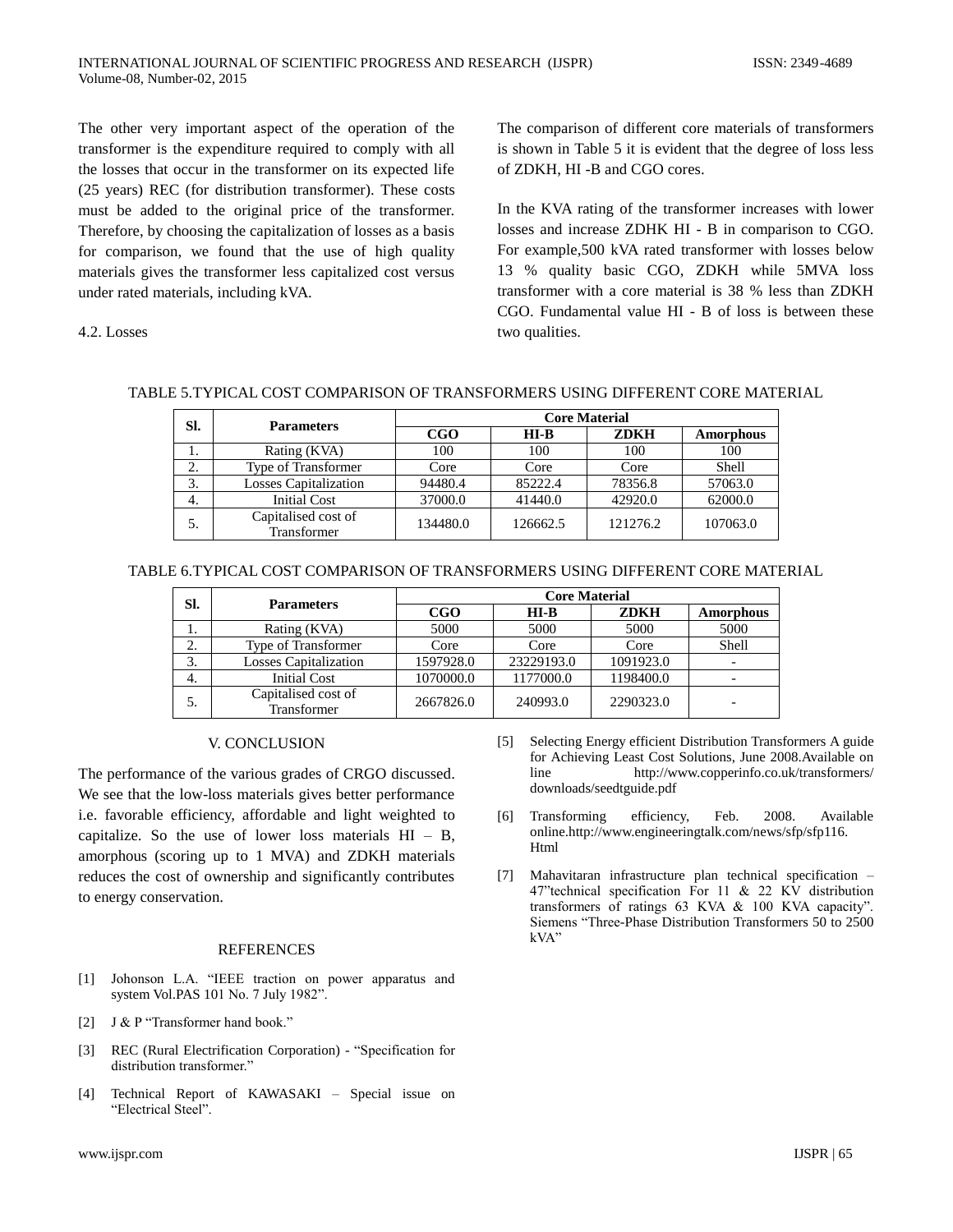The other very important aspect of the operation of the transformer is the expenditure required to comply with all the losses that occur in the transformer on its expected life (25 years) REC (for distribution transformer). These costs must be added to the original price of the transformer. Therefore, by choosing the capitalization of losses as a basis for comparison, we found that the use of high quality materials gives the transformer less capitalized cost versus under rated materials, including kVA.

4.2. Losses

The comparison of different core materials of transformers is shown in Table 5 it is evident that the degree of loss less of ZDKH, HI -B and CGO cores.

In the KVA rating of the transformer increases with lower losses and increase ZDHK HI - B in comparison to CGO. For example,500 kVA rated transformer with losses below 13 % quality basic CGO, ZDKH while 5MVA loss transformer with a core material is 38 % less than ZDKH CGO. Fundamental value HI - B of loss is between these two qualities.

TABLE 5.TYPICAL COST COMPARISON OF TRANSFORMERS USING DIFFERENT CORE MATERIAL

| Sl. | Parameters | Core Material | | | |
|---|---|---|---|---|---|
| | | **CGO** | **HI-B** | **ZDKH** | **Amorphous** |
| 1. | Rating (KVA) | 100 | 100 | 100 | 100 |
| 2. | Type of Transformer | Core | Core | Core | Shell |
| 3. | Losses Capitalization | 94480.4 | 85222.4 | 78356.8 | 57063.0 |
| 4. | Initial Cost | 37000.0 | 41440.0 | 42920.0 | 62000.0 |
| 5. | Capitalised cost of Transformer | 134480.0 | 126662.5 | 121276.2 | 107063.0 |

TABLE 6.TYPICAL COST COMPARISON OF TRANSFORMERS USING DIFFERENT CORE MATERIAL

| Sl. | Parameters | Core Material | | | |
|---|---|---|---|---|---|
| | | **CGO** | **HI-B** | **ZDKH** | **Amorphous** |
| 1. | Rating (KVA) | 5000 | 5000 | 5000 | 5000 |
| 2. | Type of Transformer | Core | Core | Core | Shell |
| 3. | Losses Capitalization | 1597928.0 | 23229193.0 | 1091923.0 | - |
| 4. | Initial Cost | 1070000.0 | 1177000.0 | 1198400.0 | - |
| 5. | Capitalised cost of Transformer | 2667826.0 | 240993.0 | 2290323.0 | - |

## V. CONCLUSION

The performance of the various grades of CRGO discussed. We see that the low-loss materials gives better performance i.e. favorable efficiency, affordable and light weighted to capitalize. So the use of lower loss materials HI – B, amorphous (scoring up to 1 MVA) and ZDKH materials reduces the cost of ownership and significantly contributes to energy conservation.

## REFERENCES

[1] Johonson L.A. "IEEE traction on power apparatus and system Vol.PAS 101 No. 7 July 1982".

[2] J & P "Transformer hand book."

[3] REC (Rural Electrification Corporation) - "Specification for distribution transformer."

[4] Technical Report of KAWASAKI – Special issue on "Electrical Steel".

[5] Selecting Energy efficient Distribution Transformers A guide for Achieving Least Cost Solutions, June 2008.Available on line http://www.copperinfo.co.uk/transformers/downloads/seedtguide.pdf

[6] Transforming efficiency, Feb. 2008. Available online.http://www.engineeringtalk.com/news/sfp/sfp116.Html

[7] Mahavitaran infrastructure plan technical specification – 47"technical specification For 11 & 22 KV distribution transformers of ratings 63 KVA & 100 KVA capacity". Siemens "Three-Phase Distribution Transformers 50 to 2500 kVA"